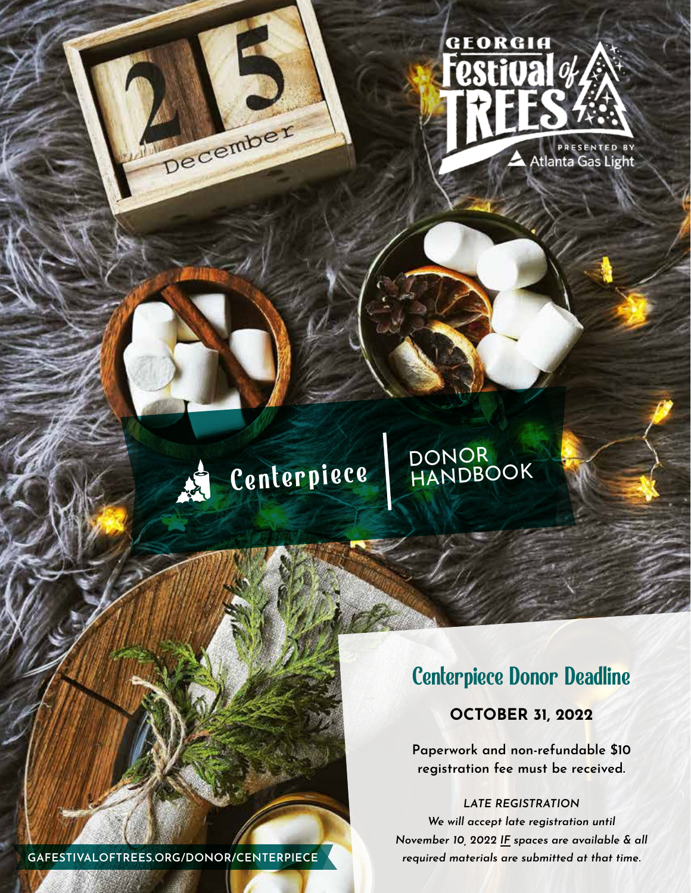GEORGIA Festival of TREES

PRESENTED BY Atlanta Gas Light

# Centerpiece | DONOR HANDBOOK

## Centerpiece Donor Deadline

**OCTOBER 31, 2022**

**Paperwork and non-refundable $10 registration fee must be received.**

*LATE REGISTRATION*

*We will accept late registration until November 10, 2022 IF spaces are available & all required materials are submitted at that time.*

GAFESTIVALOFTREES.ORG/DONOR/CENTERPIECE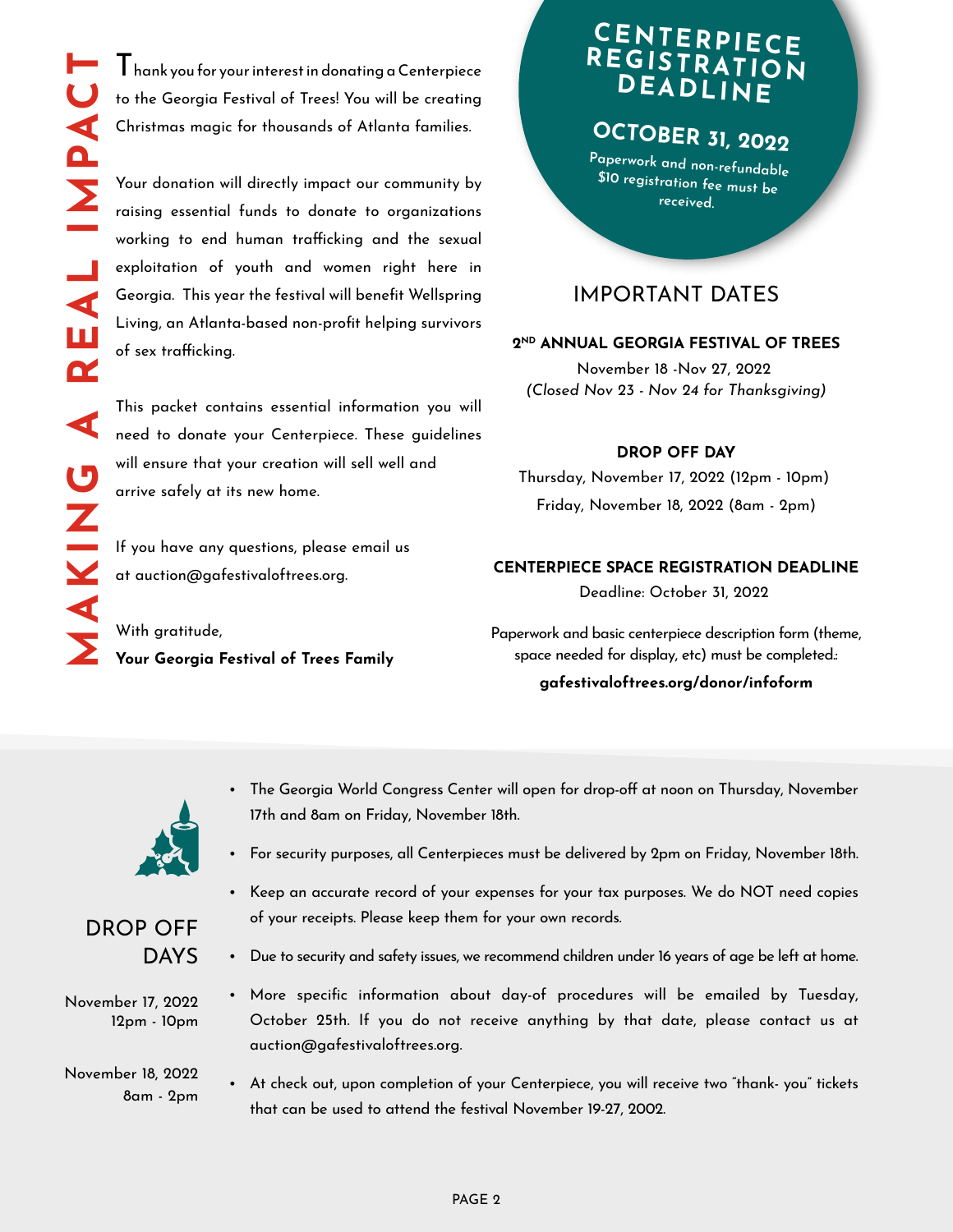# MAKING A REAL IMPACT

Thank you for your interest in donating a Centerpiece to the Georgia Festival of Trees! You will be creating Christmas magic for thousands of Atlanta families.

Your donation will directly impact our community by raising essential funds to donate to organizations working to end human trafficking and the sexual exploitation of youth and women right here in Georgia. This year the festival will benefit Wellspring Living, an Atlanta-based non-profit helping survivors of sex trafficking.

This packet contains essential information you will need to donate your Centerpiece. These guidelines will ensure that your creation will sell well and arrive safely at its new home.

If you have any questions, please email us at auction@gafestivaloftrees.org.

With gratitude,
**Your Georgia Festival of Trees Family**

## CENTERPIECE REGISTRATION DEADLINE

**OCTOBER 31, 2022**

Paperwork and non-refundable $10 registration fee must be received.

## IMPORTANT DATES

**2ND ANNUAL GEORGIA FESTIVAL OF TREES**

November 18 -Nov 27, 2022
*(Closed Nov 23 - Nov 24 for Thanksgiving)*

**DROP OFF DAY**

Thursday, November 17, 2022 (12pm - 10pm)
Friday, November 18, 2022 (8am - 2pm)

**CENTERPIECE SPACE REGISTRATION DEADLINE**

Deadline: October 31, 2022

Paperwork and basic centerpiece description form (theme, space needed for display, etc) must be completed.:

**gafestivaloftrees.org/donor/infoform**

## DROP OFF DAYS

November 17, 2022
12pm - 10pm

November 18, 2022
8am - 2pm

- The Georgia World Congress Center will open for drop-off at noon on Thursday, November 17th and 8am on Friday, November 18th.
- For security purposes, all Centerpieces must be delivered by 2pm on Friday, November 18th.
- Keep an accurate record of your expenses for your tax purposes. We do NOT need copies of your receipts. Please keep them for your own records.
- Due to security and safety issues, we recommend children under 16 years of age be left at home.
- More specific information about day-of procedures will be emailed by Tuesday, October 25th. If you do not receive anything by that date, please contact us at auction@gafestivaloftrees.org.
- At check out, upon completion of your Centerpiece, you will receive two "thank- you" tickets that can be used to attend the festival November 19-27, 2002.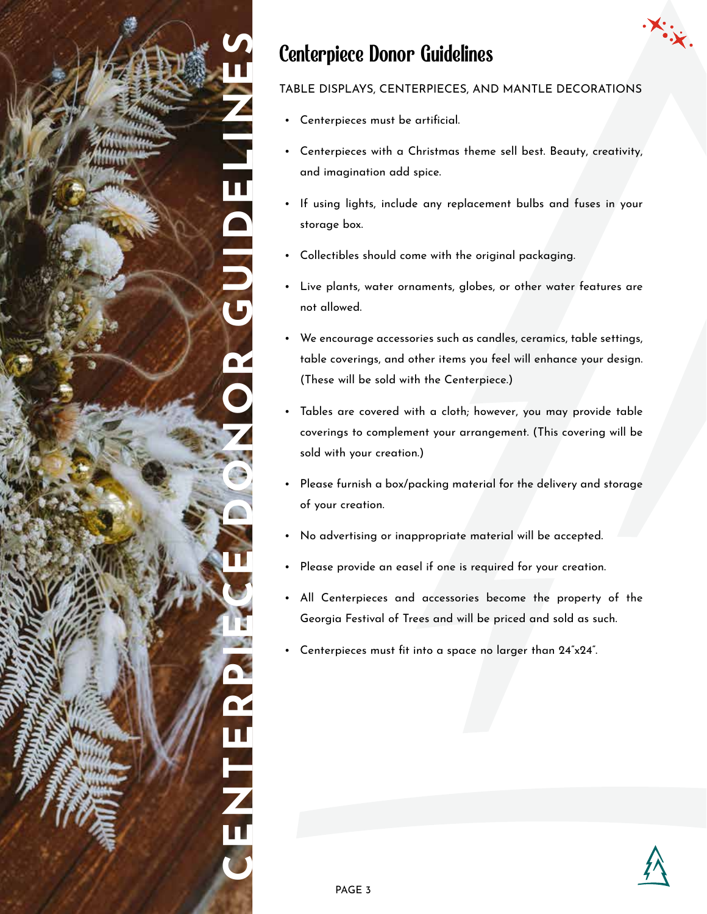# Centerpiece Donor Guidelines

TABLE DISPLAYS, CENTERPIECES, AND MANTLE DECORATIONS

- Centerpieces must be artificial.
- Centerpieces with a Christmas theme sell best. Beauty, creativity, and imagination add spice.
- If using lights, include any replacement bulbs and fuses in your storage box.
- Collectibles should come with the original packaging.
- Live plants, water ornaments, globes, or other water features are not allowed.
- We encourage accessories such as candles, ceramics, table settings, table coverings, and other items you feel will enhance your design. (These will be sold with the Centerpiece.)
- Tables are covered with a cloth; however, you may provide table coverings to complement your arrangement. (This covering will be sold with your creation.)
- Please furnish a box/packing material for the delivery and storage of your creation.
- No advertising or inappropriate material will be accepted.
- Please provide an easel if one is required for your creation.
- All Centerpieces and accessories become the property of the Georgia Festival of Trees and will be priced and sold as such.
- Centerpieces must fit into a space no larger than 24″x24″.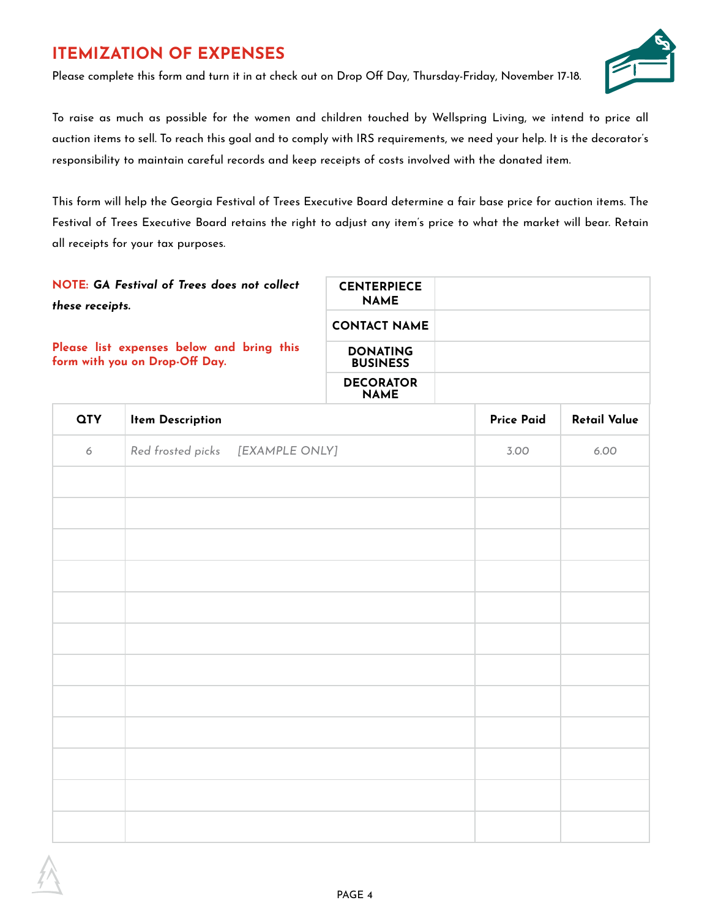# ITEMIZATION OF EXPENSES

Please complete this form and turn it in at check out on Drop Off Day, Thursday-Friday, November 17-18.

To raise as much as possible for the women and children touched by Wellspring Living, we intend to price all auction items to sell. To reach this goal and to comply with IRS requirements, we need your help. It is the decorator's responsibility to maintain careful records and keep receipts of costs involved with the donated item.

This form will help the Georgia Festival of Trees Executive Board determine a fair base price for auction items. The Festival of Trees Executive Board retains the right to adjust any item's price to what the market will bear. Retain all receipts for your tax purposes.

**NOTE:** ***GA Festival of Trees does not collect these receipts.***

**Please list expenses below and bring this form with you on Drop-Off Day.**

| | |
|---|---|
| **CENTERPIECE NAME** | |
| **CONTACT NAME** | |
| **DONATING BUSINESS** | |
| **DECORATOR NAME** | |

| QTY | Item Description | Price Paid | Retail Value |
|---|---|---|---|
| *6* | *Red frosted picks [EXAMPLE ONLY]* | *3.00* | *6.00* |
| | | | |
| | | | |
| | | | |
| | | | |
| | | | |
| | | | |
| | | | |
| | | | |
| | | | |
| | | | |
| | | | |
| | | | |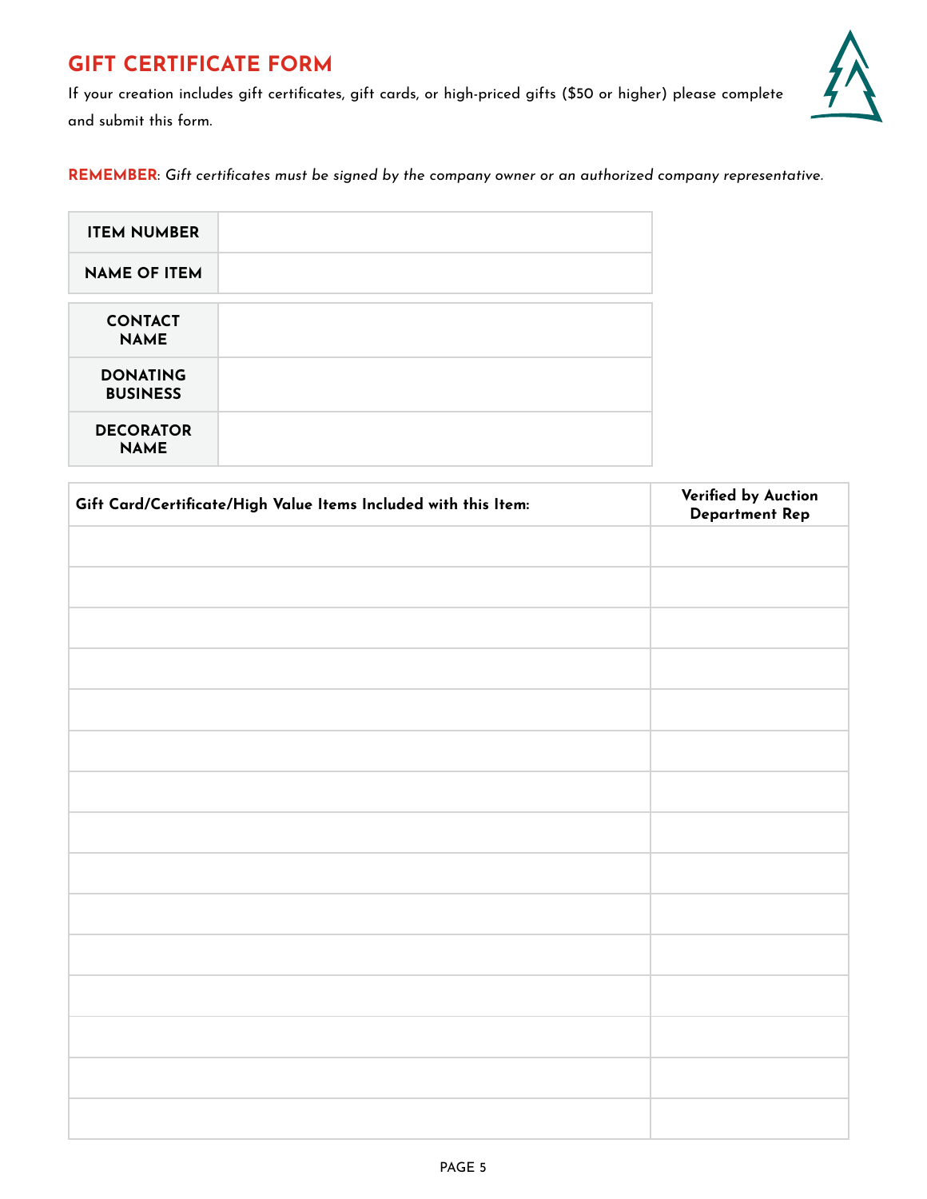## GIFT CERTIFICATE FORM

If your creation includes gift certificates, gift cards, or high-priced gifts ($50 or higher) please complete and submit this form.

**REMEMBER**: *Gift certificates must be signed by the company owner or an authorized company representative.*

| | |
|---|---|
| **ITEM NUMBER** | |
| **NAME OF ITEM** | |

| | |
|---|---|
| **CONTACT NAME** | |
| **DONATING BUSINESS** | |
| **DECORATOR NAME** | |

| **Gift Card/Certificate/High Value Items Included with this Item:** | **Verified by Auction Department Rep** |
|---|---|
| | |
| | |
| | |
| | |
| | |
| | |
| | |
| | |
| | |
| | |
| | |
| | |
| | |
| | |
| | |